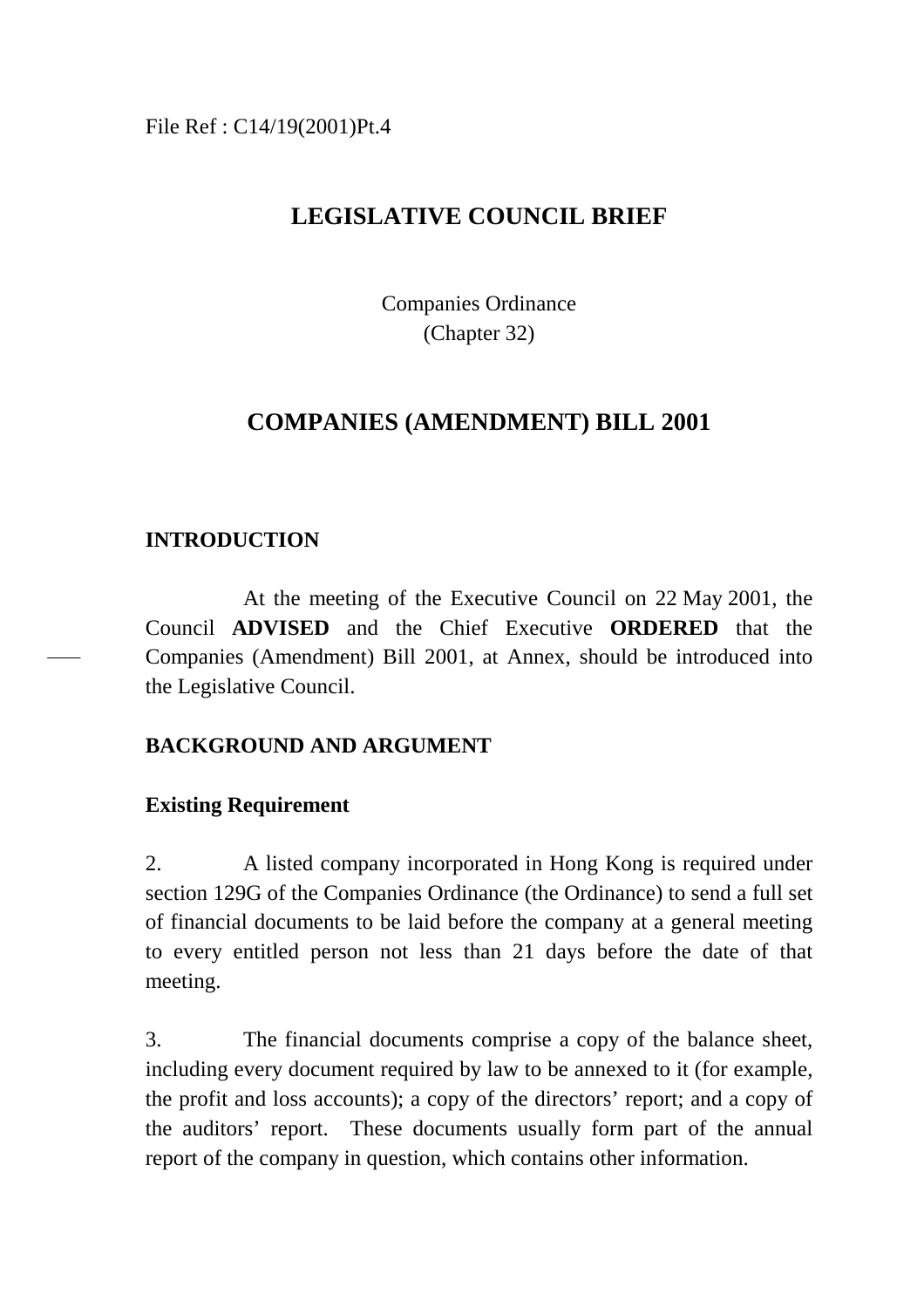File Ref : C14/19(2001)Pt.4

# LEGISLATIVE COUNCIL BRIEF

Companies Ordinance
(Chapter 32)

# COMPANIES (AMENDMENT) BILL 2001

## INTRODUCTION

At the meeting of the Executive Council on 22 May 2001, the Council **ADVISED** and the Chief Executive **ORDERED** that the Companies (Amendment) Bill 2001, at Annex, should be introduced into the Legislative Council.

## BACKGROUND AND ARGUMENT

### Existing Requirement

2. A listed company incorporated in Hong Kong is required under section 129G of the Companies Ordinance (the Ordinance) to send a full set of financial documents to be laid before the company at a general meeting to every entitled person not less than 21 days before the date of that meeting.

3. The financial documents comprise a copy of the balance sheet, including every document required by law to be annexed to it (for example, the profit and loss accounts); a copy of the directors' report; and a copy of the auditors' report. These documents usually form part of the annual report of the company in question, which contains other information.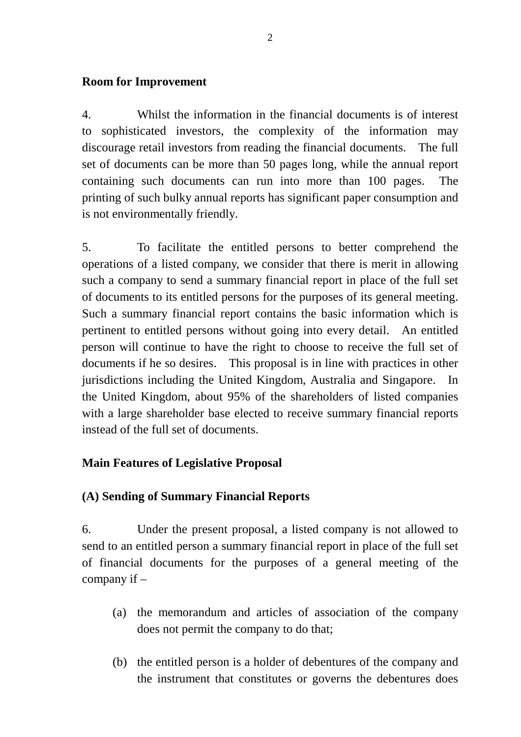**Room for Improvement**

4. Whilst the information in the financial documents is of interest to sophisticated investors, the complexity of the information may discourage retail investors from reading the financial documents. The full set of documents can be more than 50 pages long, while the annual report containing such documents can run into more than 100 pages. The printing of such bulky annual reports has significant paper consumption and is not environmentally friendly.

5. To facilitate the entitled persons to better comprehend the operations of a listed company, we consider that there is merit in allowing such a company to send a summary financial report in place of the full set of documents to its entitled persons for the purposes of its general meeting. Such a summary financial report contains the basic information which is pertinent to entitled persons without going into every detail. An entitled person will continue to have the right to choose to receive the full set of documents if he so desires. This proposal is in line with practices in other jurisdictions including the United Kingdom, Australia and Singapore. In the United Kingdom, about 95% of the shareholders of listed companies with a large shareholder base elected to receive summary financial reports instead of the full set of documents.

**Main Features of Legislative Proposal**

**(A) Sending of Summary Financial Reports**

6. Under the present proposal, a listed company is not allowed to send to an entitled person a summary financial report in place of the full set of financial documents for the purposes of a general meeting of the company if –

(a) the memorandum and articles of association of the company does not permit the company to do that;

(b) the entitled person is a holder of debentures of the company and the instrument that constitutes or governs the debentures does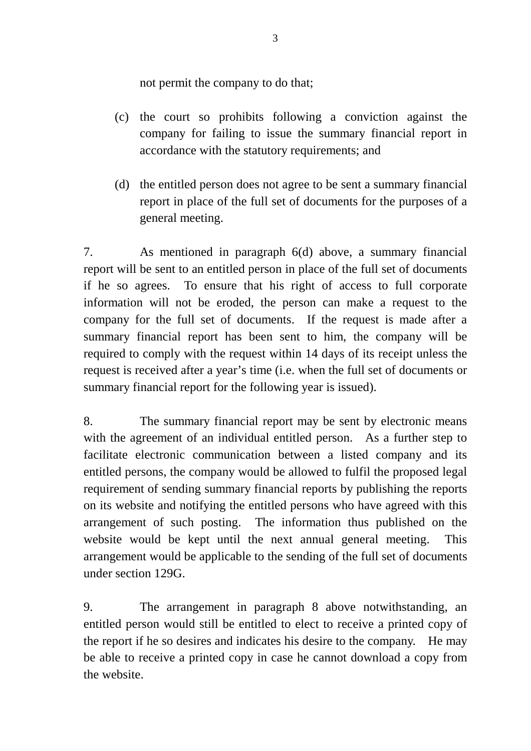not permit the company to do that;

(c) the court so prohibits following a conviction against the company for failing to issue the summary financial report in accordance with the statutory requirements; and

(d) the entitled person does not agree to be sent a summary financial report in place of the full set of documents for the purposes of a general meeting.

7. As mentioned in paragraph 6(d) above, a summary financial report will be sent to an entitled person in place of the full set of documents if he so agrees. To ensure that his right of access to full corporate information will not be eroded, the person can make a request to the company for the full set of documents. If the request is made after a summary financial report has been sent to him, the company will be required to comply with the request within 14 days of its receipt unless the request is received after a year's time (i.e. when the full set of documents or summary financial report for the following year is issued).

8. The summary financial report may be sent by electronic means with the agreement of an individual entitled person. As a further step to facilitate electronic communication between a listed company and its entitled persons, the company would be allowed to fulfil the proposed legal requirement of sending summary financial reports by publishing the reports on its website and notifying the entitled persons who have agreed with this arrangement of such posting. The information thus published on the website would be kept until the next annual general meeting. This arrangement would be applicable to the sending of the full set of documents under section 129G.

9. The arrangement in paragraph 8 above notwithstanding, an entitled person would still be entitled to elect to receive a printed copy of the report if he so desires and indicates his desire to the company. He may be able to receive a printed copy in case he cannot download a copy from the website.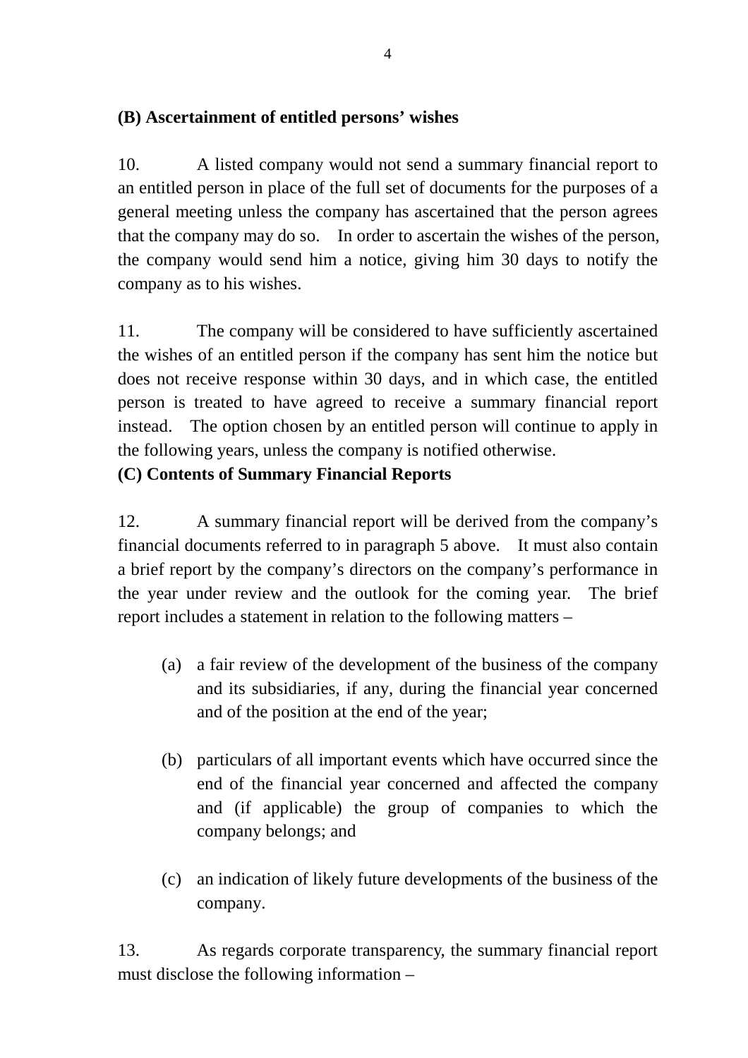**(B) Ascertainment of entitled persons' wishes**

10. A listed company would not send a summary financial report to an entitled person in place of the full set of documents for the purposes of a general meeting unless the company has ascertained that the person agrees that the company may do so. In order to ascertain the wishes of the person, the company would send him a notice, giving him 30 days to notify the company as to his wishes.

11. The company will be considered to have sufficiently ascertained the wishes of an entitled person if the company has sent him the notice but does not receive response within 30 days, and in which case, the entitled person is treated to have agreed to receive a summary financial report instead. The option chosen by an entitled person will continue to apply in the following years, unless the company is notified otherwise.

**(C) Contents of Summary Financial Reports**

12. A summary financial report will be derived from the company's financial documents referred to in paragraph 5 above. It must also contain a brief report by the company's directors on the company's performance in the year under review and the outlook for the coming year. The brief report includes a statement in relation to the following matters –

(a) a fair review of the development of the business of the company and its subsidiaries, if any, during the financial year concerned and of the position at the end of the year;

(b) particulars of all important events which have occurred since the end of the financial year concerned and affected the company and (if applicable) the group of companies to which the company belongs; and

(c) an indication of likely future developments of the business of the company.

13. As regards corporate transparency, the summary financial report must disclose the following information –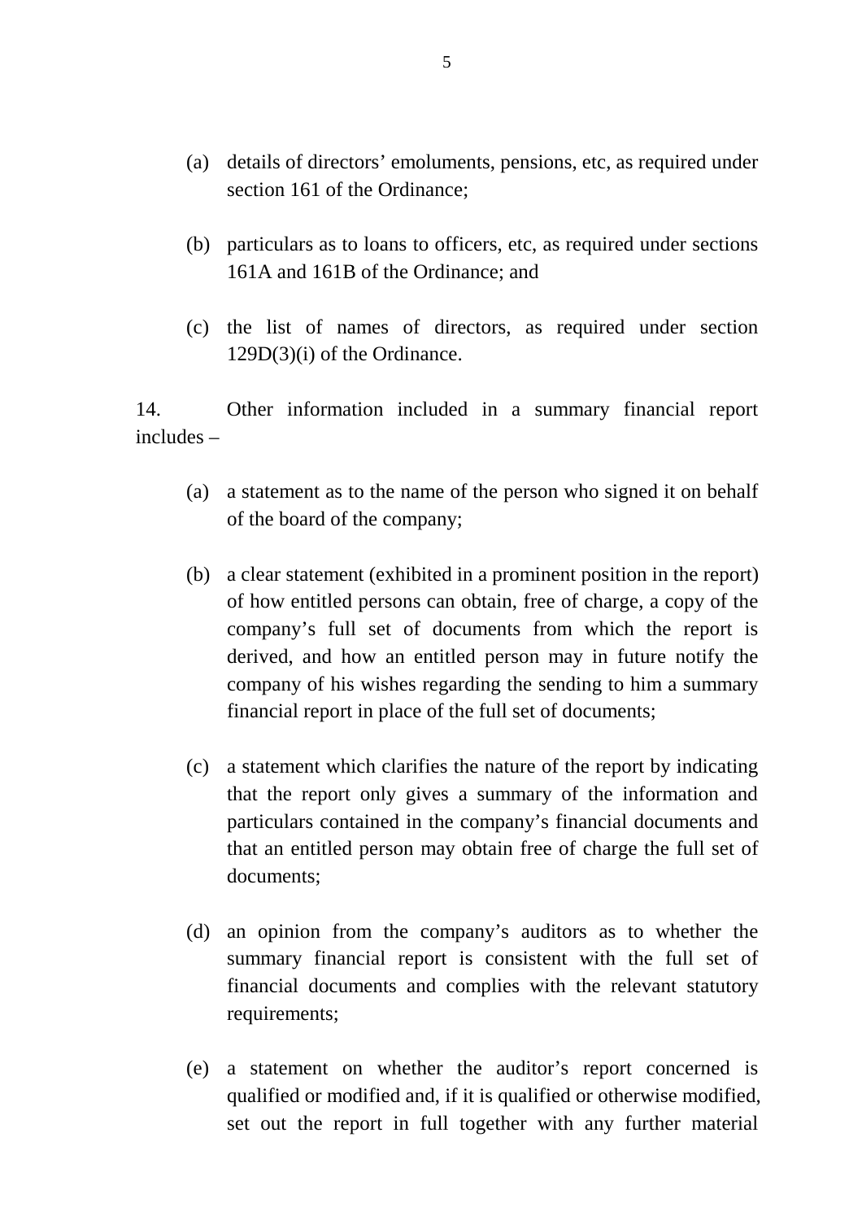(a) details of directors' emoluments, pensions, etc, as required under section 161 of the Ordinance;

(b) particulars as to loans to officers, etc, as required under sections 161A and 161B of the Ordinance; and

(c) the list of names of directors, as required under section 129D(3)(i) of the Ordinance.

14. Other information included in a summary financial report includes –

(a) a statement as to the name of the person who signed it on behalf of the board of the company;

(b) a clear statement (exhibited in a prominent position in the report) of how entitled persons can obtain, free of charge, a copy of the company's full set of documents from which the report is derived, and how an entitled person may in future notify the company of his wishes regarding the sending to him a summary financial report in place of the full set of documents;

(c) a statement which clarifies the nature of the report by indicating that the report only gives a summary of the information and particulars contained in the company's financial documents and that an entitled person may obtain free of charge the full set of documents;

(d) an opinion from the company's auditors as to whether the summary financial report is consistent with the full set of financial documents and complies with the relevant statutory requirements;

(e) a statement on whether the auditor's report concerned is qualified or modified and, if it is qualified or otherwise modified, set out the report in full together with any further material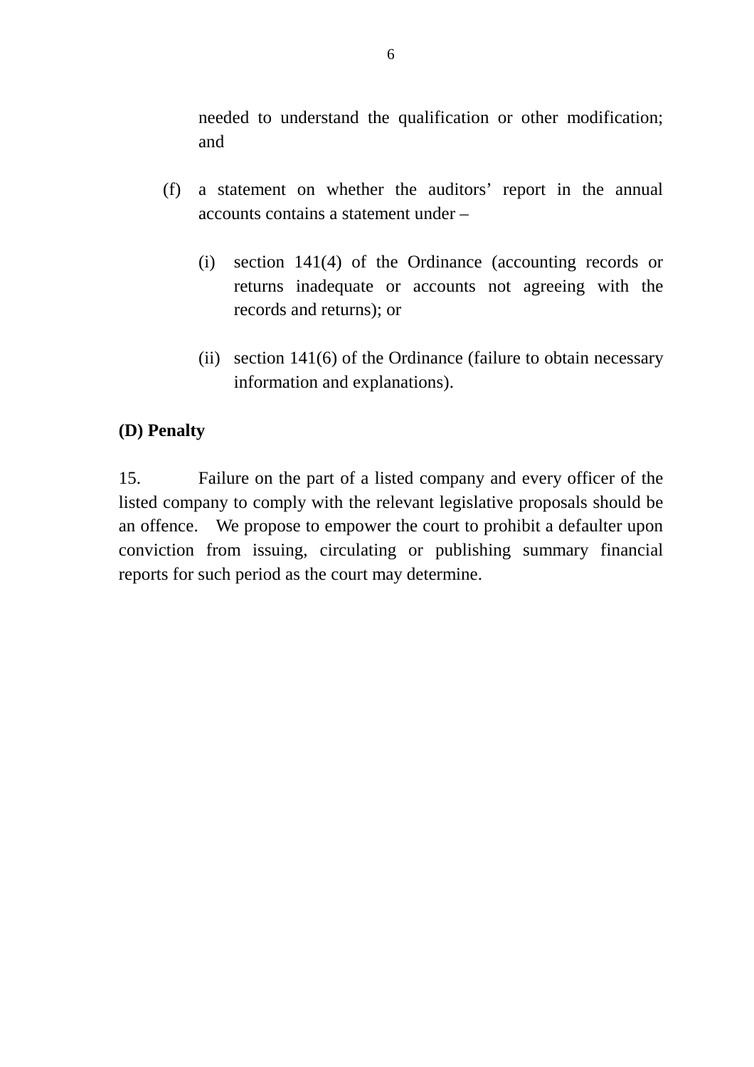needed to understand the qualification or other modification; and

(f) a statement on whether the auditors' report in the annual accounts contains a statement under –

  (i) section 141(4) of the Ordinance (accounting records or returns inadequate or accounts not agreeing with the records and returns); or

  (ii) section 141(6) of the Ordinance (failure to obtain necessary information and explanations).

**(D) Penalty**

15. Failure on the part of a listed company and every officer of the listed company to comply with the relevant legislative proposals should be an offence. We propose to empower the court to prohibit a defaulter upon conviction from issuing, circulating or publishing summary financial reports for such period as the court may determine.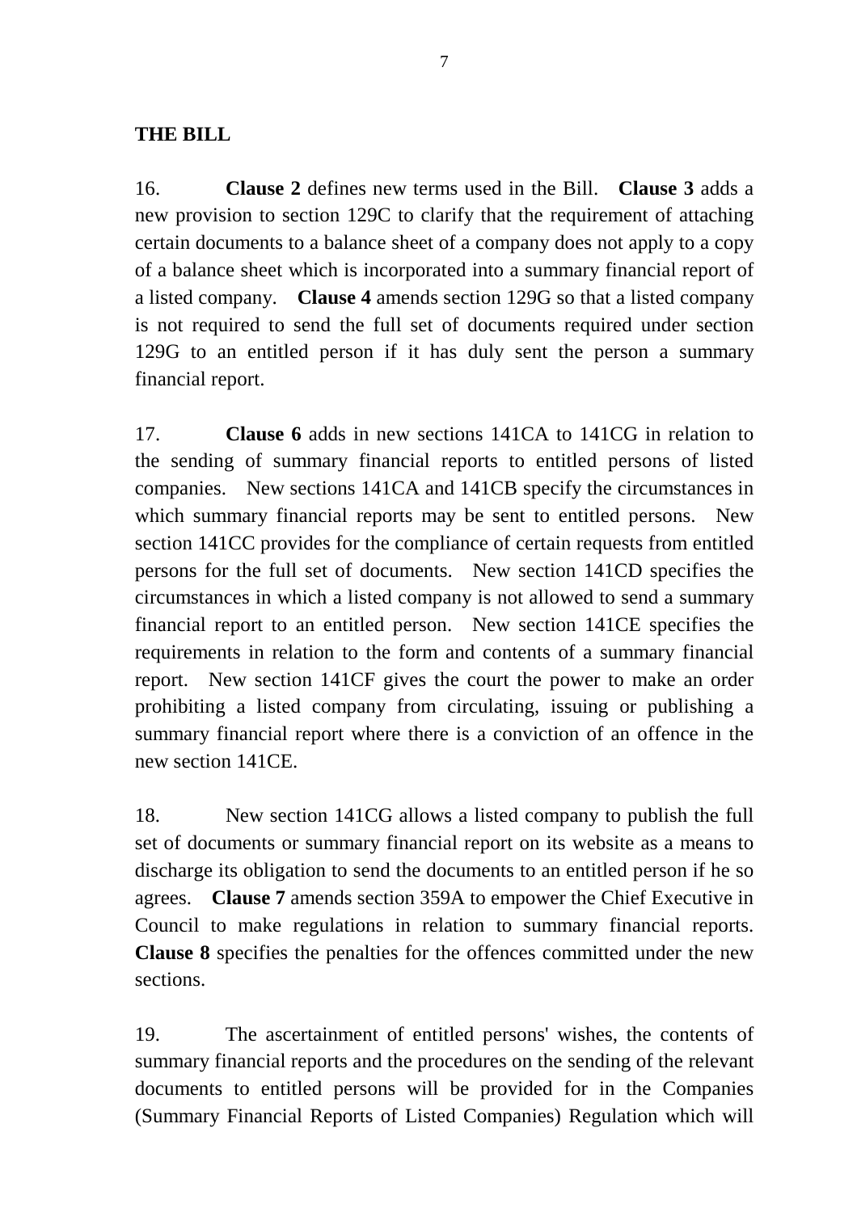**THE BILL**

16. **Clause 2** defines new terms used in the Bill. **Clause 3** adds a new provision to section 129C to clarify that the requirement of attaching certain documents to a balance sheet of a company does not apply to a copy of a balance sheet which is incorporated into a summary financial report of a listed company. **Clause 4** amends section 129G so that a listed company is not required to send the full set of documents required under section 129G to an entitled person if it has duly sent the person a summary financial report.

17. **Clause 6** adds in new sections 141CA to 141CG in relation to the sending of summary financial reports to entitled persons of listed companies. New sections 141CA and 141CB specify the circumstances in which summary financial reports may be sent to entitled persons. New section 141CC provides for the compliance of certain requests from entitled persons for the full set of documents. New section 141CD specifies the circumstances in which a listed company is not allowed to send a summary financial report to an entitled person. New section 141CE specifies the requirements in relation to the form and contents of a summary financial report. New section 141CF gives the court the power to make an order prohibiting a listed company from circulating, issuing or publishing a summary financial report where there is a conviction of an offence in the new section 141CE.

18. New section 141CG allows a listed company to publish the full set of documents or summary financial report on its website as a means to discharge its obligation to send the documents to an entitled person if he so agrees. **Clause 7** amends section 359A to empower the Chief Executive in Council to make regulations in relation to summary financial reports. **Clause 8** specifies the penalties for the offences committed under the new sections.

19. The ascertainment of entitled persons' wishes, the contents of summary financial reports and the procedures on the sending of the relevant documents to entitled persons will be provided for in the Companies (Summary Financial Reports of Listed Companies) Regulation which will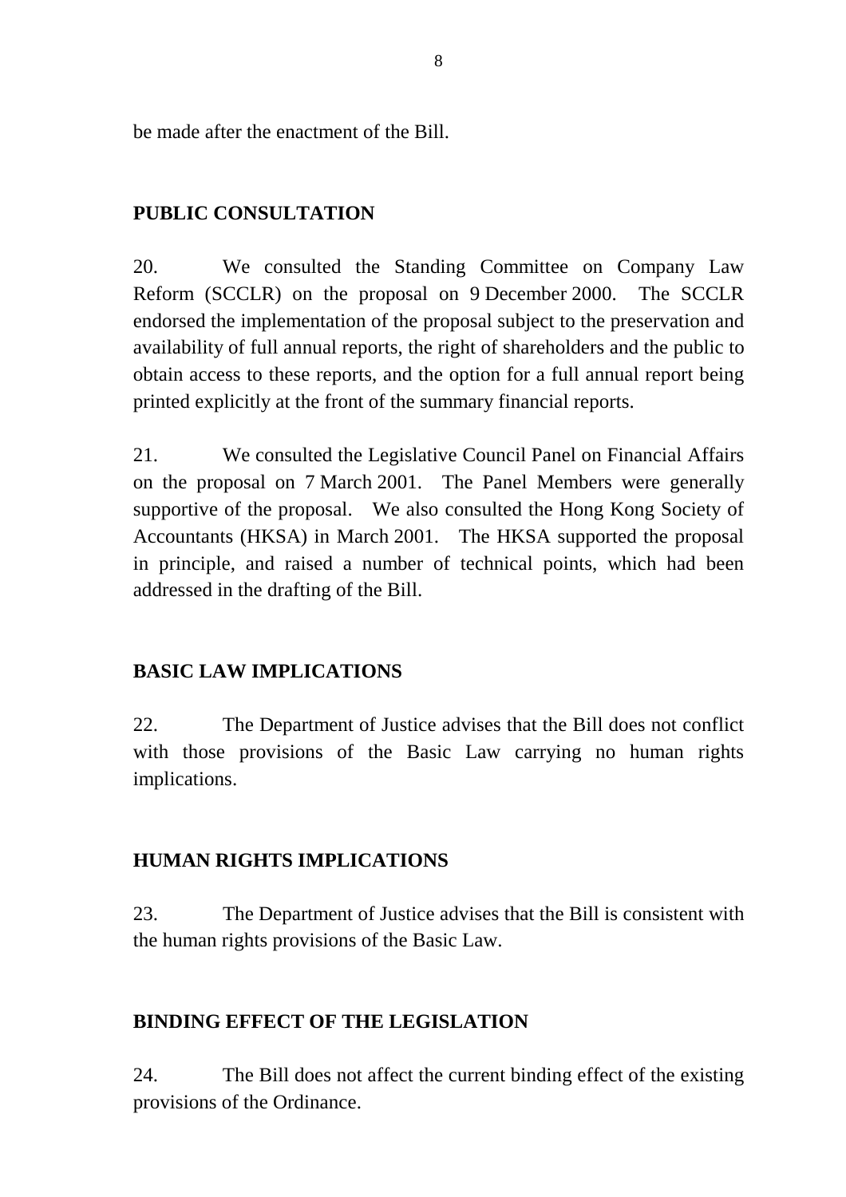be made after the enactment of the Bill.

## PUBLIC CONSULTATION

20. We consulted the Standing Committee on Company Law Reform (SCCLR) on the proposal on 9 December 2000. The SCCLR endorsed the implementation of the proposal subject to the preservation and availability of full annual reports, the right of shareholders and the public to obtain access to these reports, and the option for a full annual report being printed explicitly at the front of the summary financial reports.

21. We consulted the Legislative Council Panel on Financial Affairs on the proposal on 7 March 2001. The Panel Members were generally supportive of the proposal. We also consulted the Hong Kong Society of Accountants (HKSA) in March 2001. The HKSA supported the proposal in principle, and raised a number of technical points, which had been addressed in the drafting of the Bill.

## BASIC LAW IMPLICATIONS

22. The Department of Justice advises that the Bill does not conflict with those provisions of the Basic Law carrying no human rights implications.

## HUMAN RIGHTS IMPLICATIONS

23. The Department of Justice advises that the Bill is consistent with the human rights provisions of the Basic Law.

## BINDING EFFECT OF THE LEGISLATION

24. The Bill does not affect the current binding effect of the existing provisions of the Ordinance.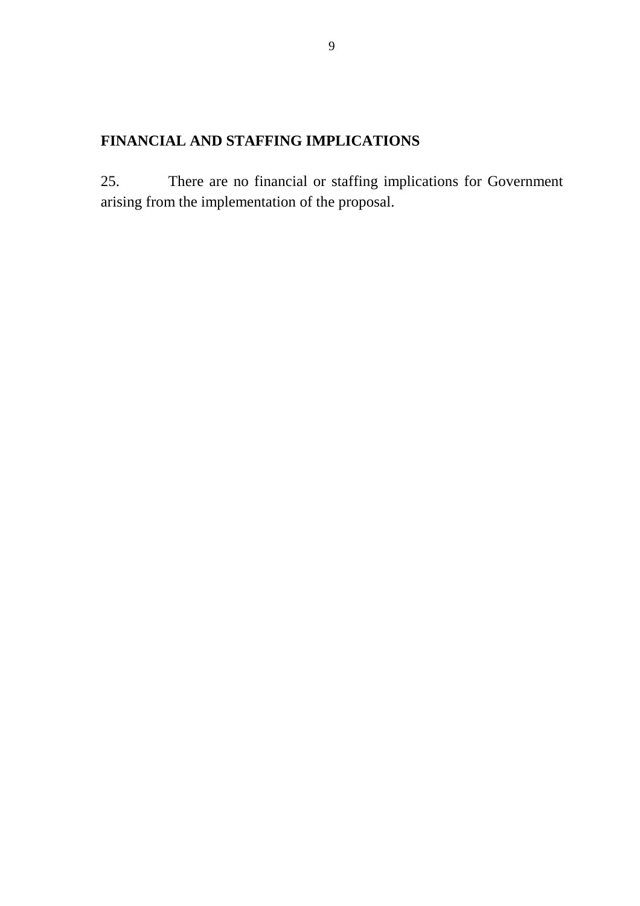## FINANCIAL AND STAFFING IMPLICATIONS

25. There are no financial or staffing implications for Government arising from the implementation of the proposal.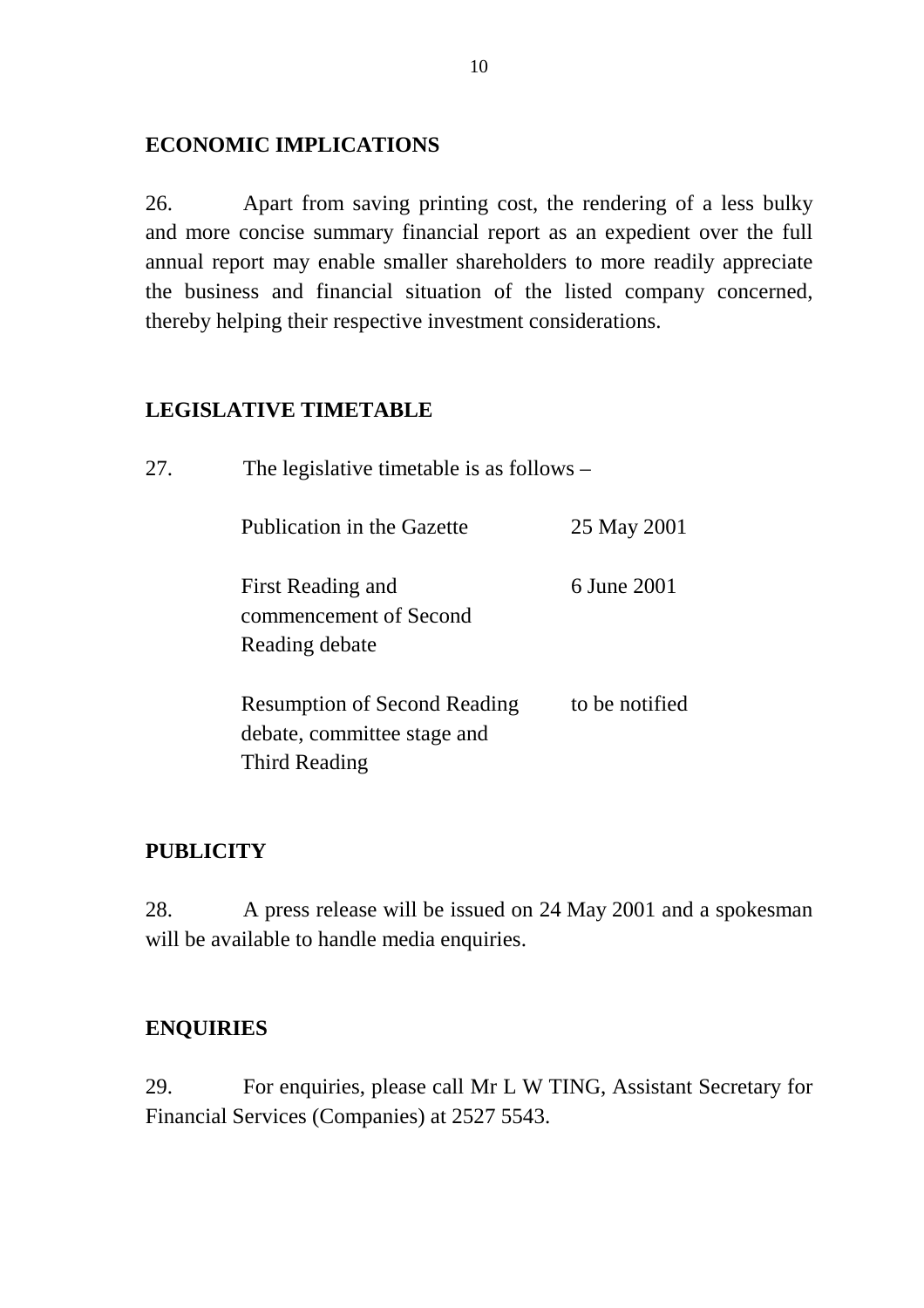## ECONOMIC IMPLICATIONS

26. Apart from saving printing cost, the rendering of a less bulky and more concise summary financial report as an expedient over the full annual report may enable smaller shareholders to more readily appreciate the business and financial situation of the listed company concerned, thereby helping their respective investment considerations.

## LEGISLATIVE TIMETABLE

27. The legislative timetable is as follows –

| | |
|---|---|
| Publication in the Gazette | 25 May 2001 |
| First Reading and commencement of Second Reading debate | 6 June 2001 |
| Resumption of Second Reading debate, committee stage and Third Reading | to be notified |

## PUBLICITY

28. A press release will be issued on 24 May 2001 and a spokesman will be available to handle media enquiries.

## ENQUIRIES

29. For enquiries, please call Mr L W TING, Assistant Secretary for Financial Services (Companies) at 2527 5543.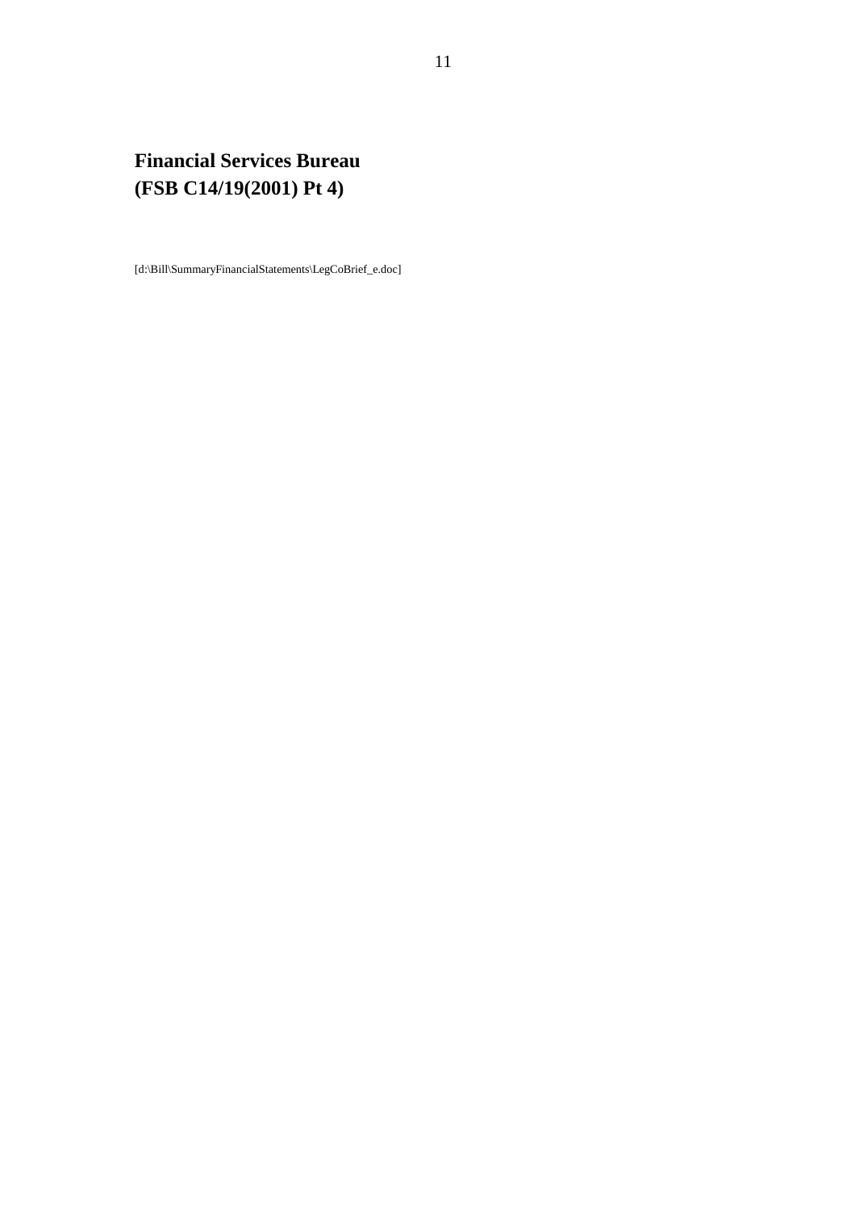**Financial Services Bureau**
**(FSB C14/19(2001) Pt 4)**

[d:\Bill\SummaryFinancialStatements\LegCoBrief_e.doc]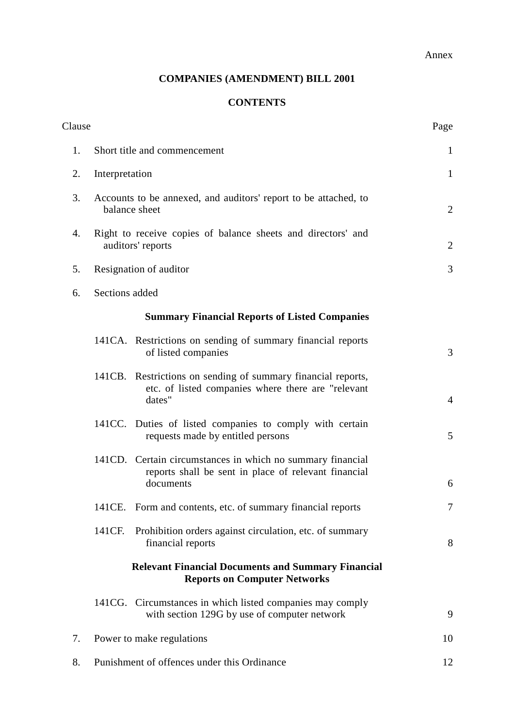Annex

# COMPANIES (AMENDMENT) BILL 2001

## CONTENTS

| Clause | | Page |
|---|---|---|
| 1. | Short title and commencement | 1 |
| 2. | Interpretation | 1 |
| 3. | Accounts to be annexed, and auditors' report to be attached, to balance sheet | 2 |
| 4. | Right to receive copies of balance sheets and directors' and auditors' reports | 2 |
| 5. | Resignation of auditor | 3 |
| 6. | Sections added | |
| | **Summary Financial Reports of Listed Companies** | |
| | 141CA. Restrictions on sending of summary financial reports of listed companies | 3 |
| | 141CB. Restrictions on sending of summary financial reports, etc. of listed companies where there are "relevant dates" | 4 |
| | 141CC. Duties of listed companies to comply with certain requests made by entitled persons | 5 |
| | 141CD. Certain circumstances in which no summary financial reports shall be sent in place of relevant financial documents | 6 |
| | 141CE. Form and contents, etc. of summary financial reports | 7 |
| | 141CF. Prohibition orders against circulation, etc. of summary financial reports | 8 |
| | **Relevant Financial Documents and Summary Financial Reports on Computer Networks** | |
| | 141CG. Circumstances in which listed companies may comply with section 129G by use of computer network | 9 |
| 7. | Power to make regulations | 10 |
| 8. | Punishment of offences under this Ordinance | 12 |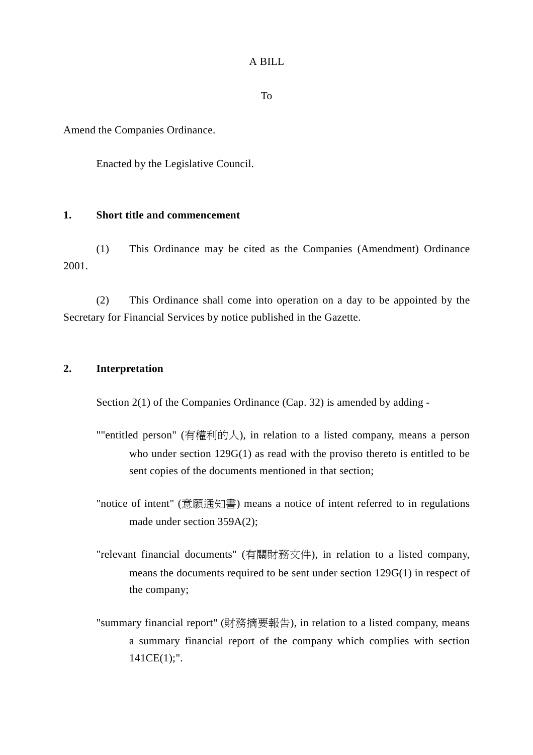A BILL

To

Amend the Companies Ordinance.

Enacted by the Legislative Council.

**1. Short title and commencement**

(1) This Ordinance may be cited as the Companies (Amendment) Ordinance 2001.

(2) This Ordinance shall come into operation on a day to be appointed by the Secretary for Financial Services by notice published in the Gazette.

**2. Interpretation**

Section 2(1) of the Companies Ordinance (Cap. 32) is amended by adding -

""entitled person" (有權利的人), in relation to a listed company, means a person who under section 129G(1) as read with the proviso thereto is entitled to be sent copies of the documents mentioned in that section;

"notice of intent" (意願通知書) means a notice of intent referred to in regulations made under section 359A(2);

"relevant financial documents" (有關財務文件), in relation to a listed company, means the documents required to be sent under section 129G(1) in respect of the company;

"summary financial report" (財務摘要報告), in relation to a listed company, means a summary financial report of the company which complies with section 141CE(1);".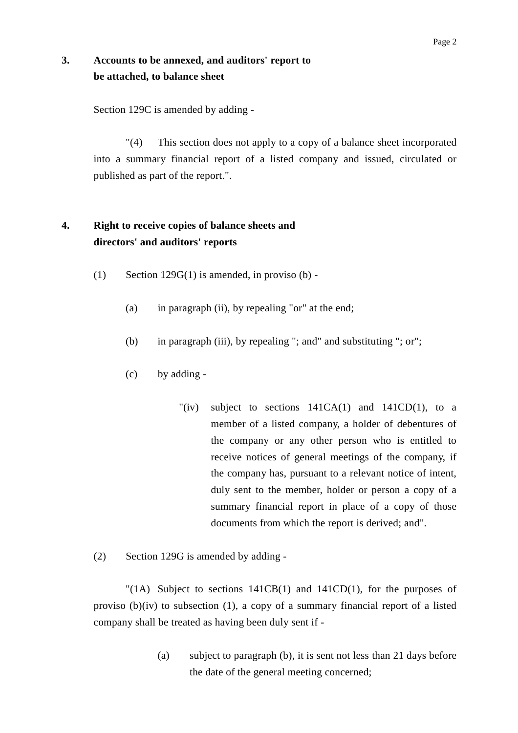**3. Accounts to be annexed, and auditors' report to be attached, to balance sheet**

Section 129C is amended by adding -

"(4) This section does not apply to a copy of a balance sheet incorporated into a summary financial report of a listed company and issued, circulated or published as part of the report.".

**4. Right to receive copies of balance sheets and directors' and auditors' reports**

(1) Section 129G(1) is amended, in proviso (b) -

(a) in paragraph (ii), by repealing "or" at the end;

(b) in paragraph (iii), by repealing "; and" and substituting "; or";

(c) by adding -

"(iv) subject to sections 141CA(1) and 141CD(1), to a member of a listed company, a holder of debentures of the company or any other person who is entitled to receive notices of general meetings of the company, if the company has, pursuant to a relevant notice of intent, duly sent to the member, holder or person a copy of a summary financial report in place of a copy of those documents from which the report is derived; and".

(2) Section 129G is amended by adding -

"(1A) Subject to sections 141CB(1) and 141CD(1), for the purposes of proviso (b)(iv) to subsection (1), a copy of a summary financial report of a listed company shall be treated as having been duly sent if -

(a) subject to paragraph (b), it is sent not less than 21 days before the date of the general meeting concerned;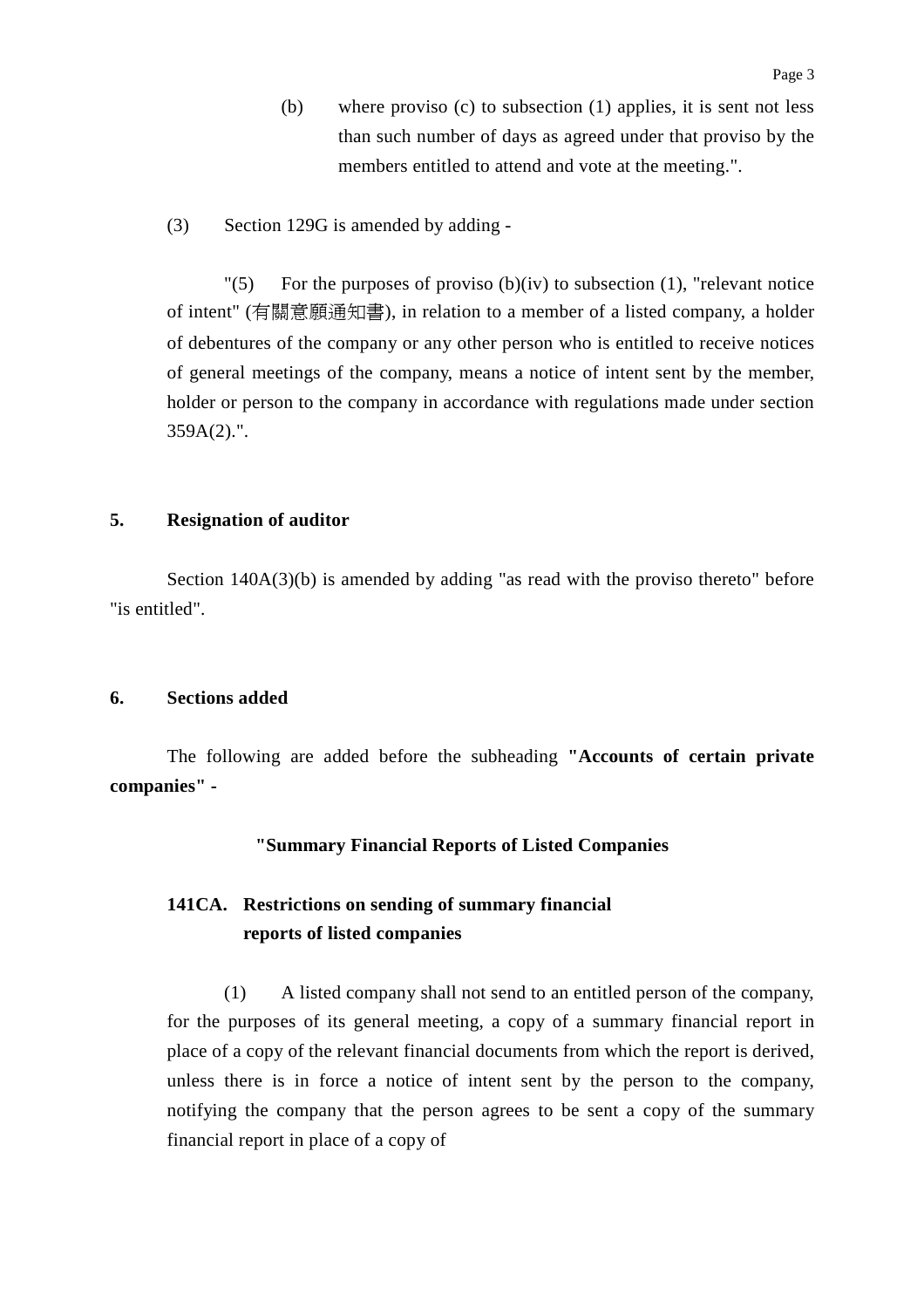(b) where proviso (c) to subsection (1) applies, it is sent not less than such number of days as agreed under that proviso by the members entitled to attend and vote at the meeting.".

(3) Section 129G is amended by adding -

"(5) For the purposes of proviso (b)(iv) to subsection (1), "relevant notice of intent" (有關意願通知書), in relation to a member of a listed company, a holder of debentures of the company or any other person who is entitled to receive notices of general meetings of the company, means a notice of intent sent by the member, holder or person to the company in accordance with regulations made under section 359A(2).".

**5. Resignation of auditor**

Section 140A(3)(b) is amended by adding "as read with the proviso thereto" before "is entitled".

**6. Sections added**

The following are added before the subheading **"Accounts of certain private companies" -**

**"Summary Financial Reports of Listed Companies**

**141CA. Restrictions on sending of summary financial reports of listed companies**

(1) A listed company shall not send to an entitled person of the company, for the purposes of its general meeting, a copy of a summary financial report in place of a copy of the relevant financial documents from which the report is derived, unless there is in force a notice of intent sent by the person to the company, notifying the company that the person agrees to be sent a copy of the summary financial report in place of a copy of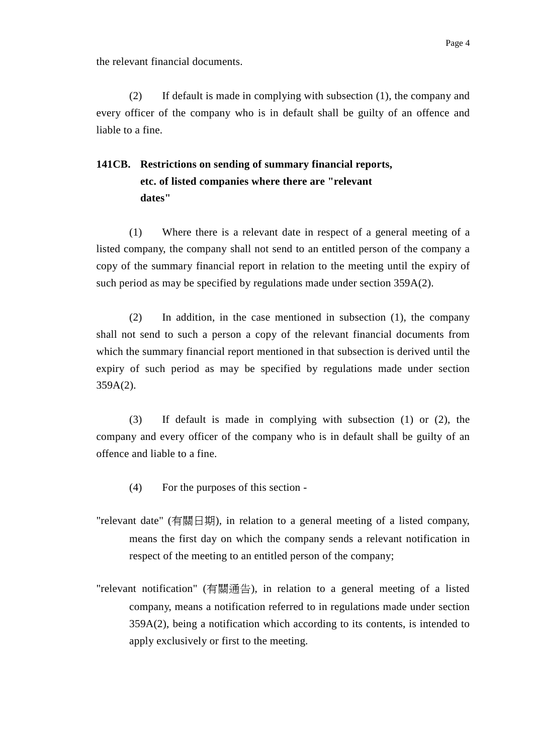the relevant financial documents.

(2) If default is made in complying with subsection (1), the company and every officer of the company who is in default shall be guilty of an offence and liable to a fine.

**141CB. Restrictions on sending of summary financial reports, etc. of listed companies where there are "relevant dates"**

(1) Where there is a relevant date in respect of a general meeting of a listed company, the company shall not send to an entitled person of the company a copy of the summary financial report in relation to the meeting until the expiry of such period as may be specified by regulations made under section 359A(2).

(2) In addition, in the case mentioned in subsection (1), the company shall not send to such a person a copy of the relevant financial documents from which the summary financial report mentioned in that subsection is derived until the expiry of such period as may be specified by regulations made under section 359A(2).

(3) If default is made in complying with subsection (1) or (2), the company and every officer of the company who is in default shall be guilty of an offence and liable to a fine.

(4) For the purposes of this section -

"relevant date" (有關日期), in relation to a general meeting of a listed company, means the first day on which the company sends a relevant notification in respect of the meeting to an entitled person of the company;

"relevant notification" (有關通告), in relation to a general meeting of a listed company, means a notification referred to in regulations made under section 359A(2), being a notification which according to its contents, is intended to apply exclusively or first to the meeting.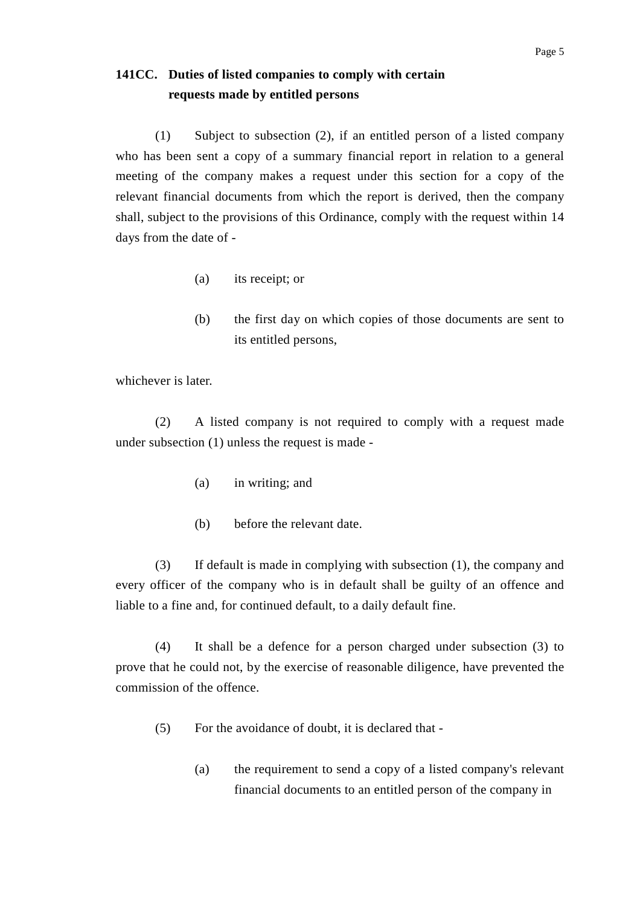**141CC. Duties of listed companies to comply with certain requests made by entitled persons**

(1) Subject to subsection (2), if an entitled person of a listed company who has been sent a copy of a summary financial report in relation to a general meeting of the company makes a request under this section for a copy of the relevant financial documents from which the report is derived, then the company shall, subject to the provisions of this Ordinance, comply with the request within 14 days from the date of -

(a) its receipt; or

(b) the first day on which copies of those documents are sent to its entitled persons,

whichever is later.

(2) A listed company is not required to comply with a request made under subsection (1) unless the request is made -

(a) in writing; and

(b) before the relevant date.

(3) If default is made in complying with subsection (1), the company and every officer of the company who is in default shall be guilty of an offence and liable to a fine and, for continued default, to a daily default fine.

(4) It shall be a defence for a person charged under subsection (3) to prove that he could not, by the exercise of reasonable diligence, have prevented the commission of the offence.

(5) For the avoidance of doubt, it is declared that -

(a) the requirement to send a copy of a listed company's relevant financial documents to an entitled person of the company in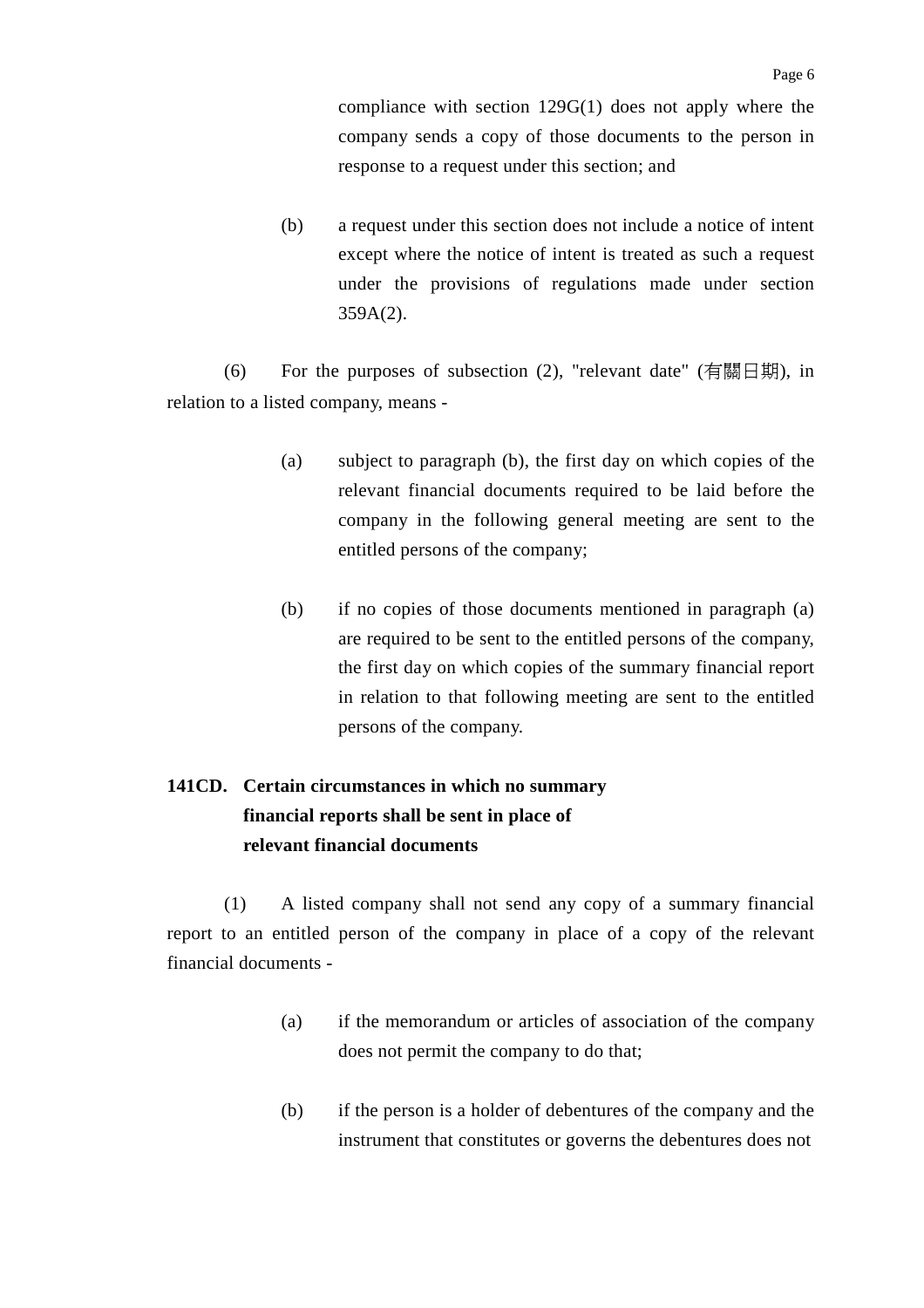compliance with section 129G(1) does not apply where the company sends a copy of those documents to the person in response to a request under this section; and

(b) a request under this section does not include a notice of intent except where the notice of intent is treated as such a request under the provisions of regulations made under section 359A(2).

(6) For the purposes of subsection (2), "relevant date" (有關日期), in relation to a listed company, means -

(a) subject to paragraph (b), the first day on which copies of the relevant financial documents required to be laid before the company in the following general meeting are sent to the entitled persons of the company;

(b) if no copies of those documents mentioned in paragraph (a) are required to be sent to the entitled persons of the company, the first day on which copies of the summary financial report in relation to that following meeting are sent to the entitled persons of the company.

**141CD. Certain circumstances in which no summary financial reports shall be sent in place of relevant financial documents**

(1) A listed company shall not send any copy of a summary financial report to an entitled person of the company in place of a copy of the relevant financial documents -

(a) if the memorandum or articles of association of the company does not permit the company to do that;

(b) if the person is a holder of debentures of the company and the instrument that constitutes or governs the debentures does not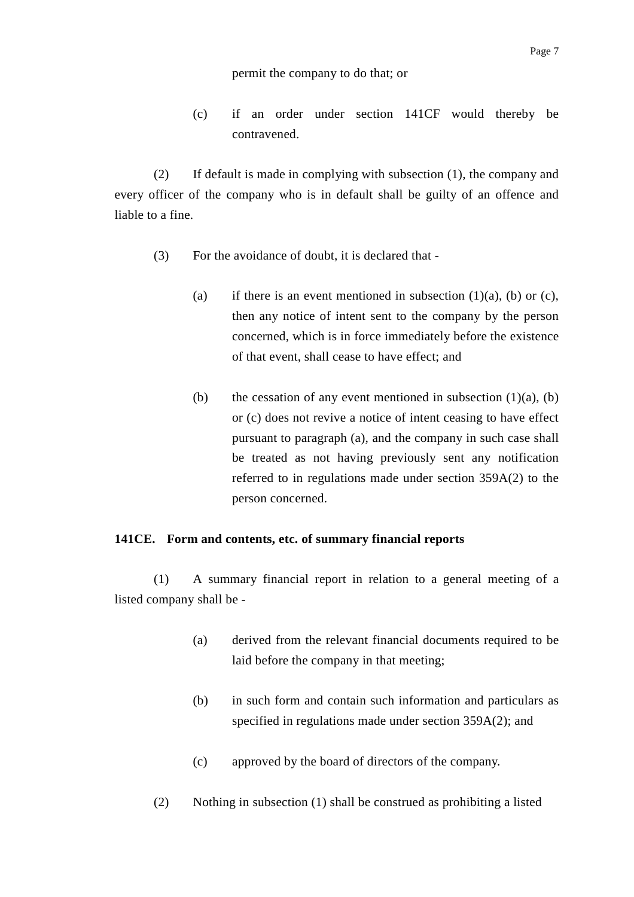permit the company to do that; or

(c) if an order under section 141CF would thereby be contravened.

(2) If default is made in complying with subsection (1), the company and every officer of the company who is in default shall be guilty of an offence and liable to a fine.

(3) For the avoidance of doubt, it is declared that -

(a) if there is an event mentioned in subsection (1)(a), (b) or (c), then any notice of intent sent to the company by the person concerned, which is in force immediately before the existence of that event, shall cease to have effect; and

(b) the cessation of any event mentioned in subsection (1)(a), (b) or (c) does not revive a notice of intent ceasing to have effect pursuant to paragraph (a), and the company in such case shall be treated as not having previously sent any notification referred to in regulations made under section 359A(2) to the person concerned.

**141CE. Form and contents, etc. of summary financial reports**

(1) A summary financial report in relation to a general meeting of a listed company shall be -

(a) derived from the relevant financial documents required to be laid before the company in that meeting;

(b) in such form and contain such information and particulars as specified in regulations made under section 359A(2); and

(c) approved by the board of directors of the company.

(2) Nothing in subsection (1) shall be construed as prohibiting a listed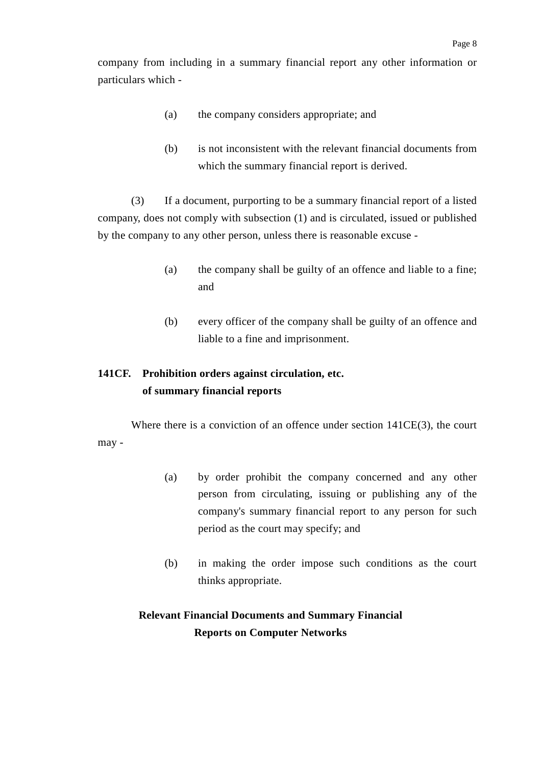company from including in a summary financial report any other information or particulars which -

(a) the company considers appropriate; and

(b) is not inconsistent with the relevant financial documents from which the summary financial report is derived.

(3) If a document, purporting to be a summary financial report of a listed company, does not comply with subsection (1) and is circulated, issued or published by the company to any other person, unless there is reasonable excuse -

(a) the company shall be guilty of an offence and liable to a fine; and

(b) every officer of the company shall be guilty of an offence and liable to a fine and imprisonment.

**141CF. Prohibition orders against circulation, etc. of summary financial reports**

Where there is a conviction of an offence under section 141CE(3), the court may -

(a) by order prohibit the company concerned and any other person from circulating, issuing or publishing any of the company's summary financial report to any person for such period as the court may specify; and

(b) in making the order impose such conditions as the court thinks appropriate.

**Relevant Financial Documents and Summary Financial Reports on Computer Networks**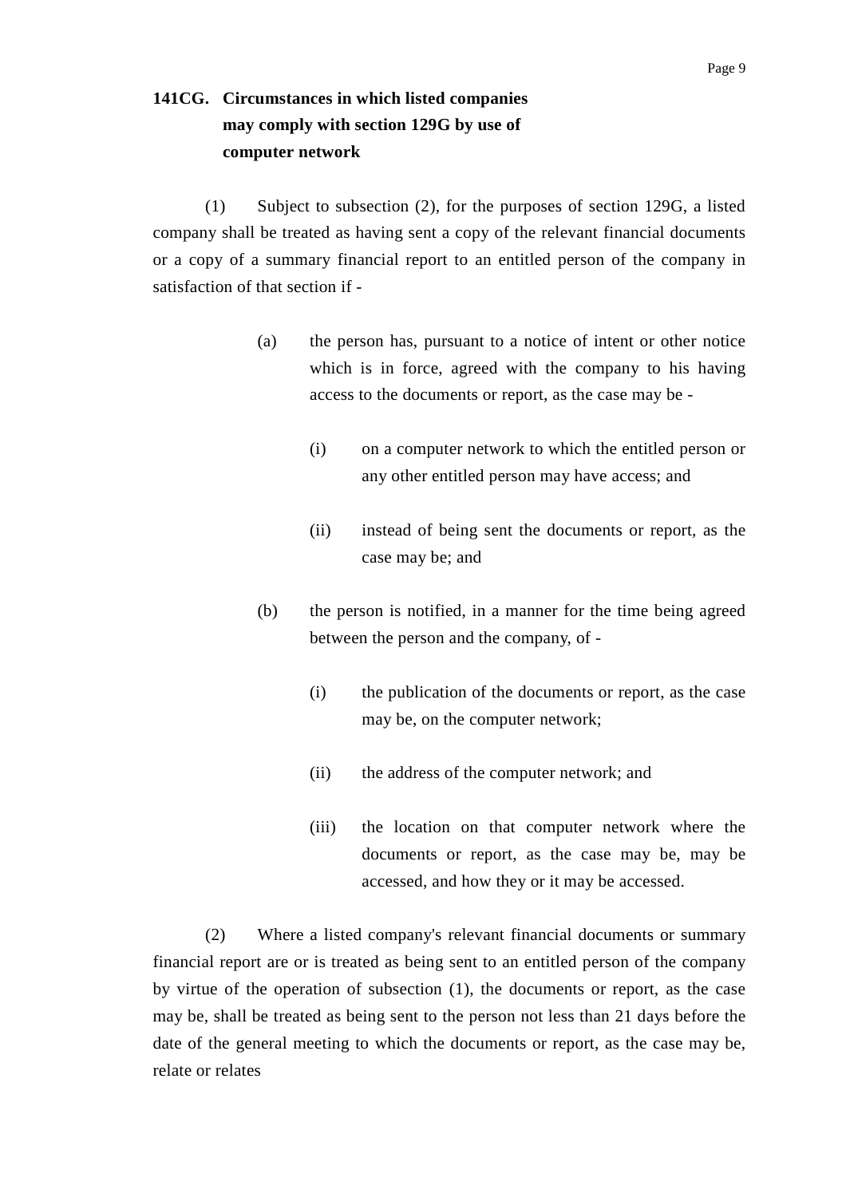**141CG. Circumstances in which listed companies may comply with section 129G by use of computer network**

(1) Subject to subsection (2), for the purposes of section 129G, a listed company shall be treated as having sent a copy of the relevant financial documents or a copy of a summary financial report to an entitled person of the company in satisfaction of that section if -

> (a) the person has, pursuant to a notice of intent or other notice which is in force, agreed with the company to his having access to the documents or report, as the case may be -
>
> > (i) on a computer network to which the entitled person or any other entitled person may have access; and
> >
> > (ii) instead of being sent the documents or report, as the case may be; and
>
> (b) the person is notified, in a manner for the time being agreed between the person and the company, of -
>
> > (i) the publication of the documents or report, as the case may be, on the computer network;
> >
> > (ii) the address of the computer network; and
> >
> > (iii) the location on that computer network where the documents or report, as the case may be, may be accessed, and how they or it may be accessed.

(2) Where a listed company's relevant financial documents or summary financial report are or is treated as being sent to an entitled person of the company by virtue of the operation of subsection (1), the documents or report, as the case may be, shall be treated as being sent to the person not less than 21 days before the date of the general meeting to which the documents or report, as the case may be, relate or relates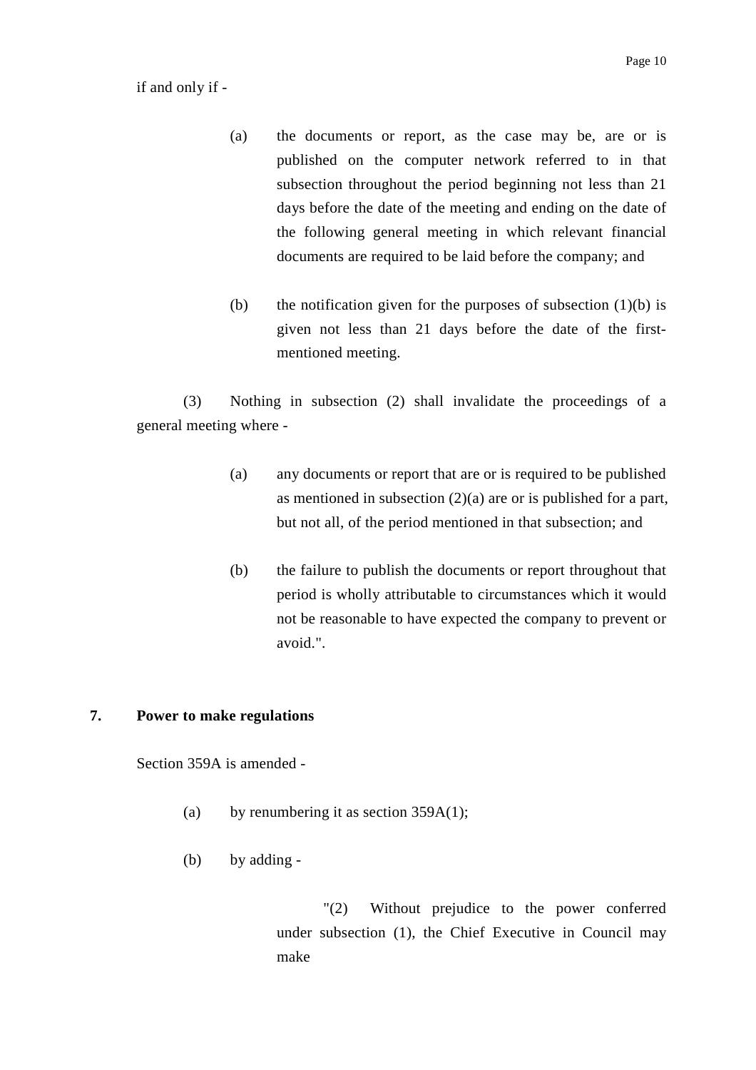if and only if -

(a) the documents or report, as the case may be, are or is published on the computer network referred to in that subsection throughout the period beginning not less than 21 days before the date of the meeting and ending on the date of the following general meeting in which relevant financial documents are required to be laid before the company; and

(b) the notification given for the purposes of subsection (1)(b) is given not less than 21 days before the date of the first-mentioned meeting.

(3) Nothing in subsection (2) shall invalidate the proceedings of a general meeting where -

(a) any documents or report that are or is required to be published as mentioned in subsection (2)(a) are or is published for a part, but not all, of the period mentioned in that subsection; and

(b) the failure to publish the documents or report throughout that period is wholly attributable to circumstances which it would not be reasonable to have expected the company to prevent or avoid.".

**7. Power to make regulations**

Section 359A is amended -

(a) by renumbering it as section 359A(1);

(b) by adding -

"(2) Without prejudice to the power conferred under subsection (1), the Chief Executive in Council may make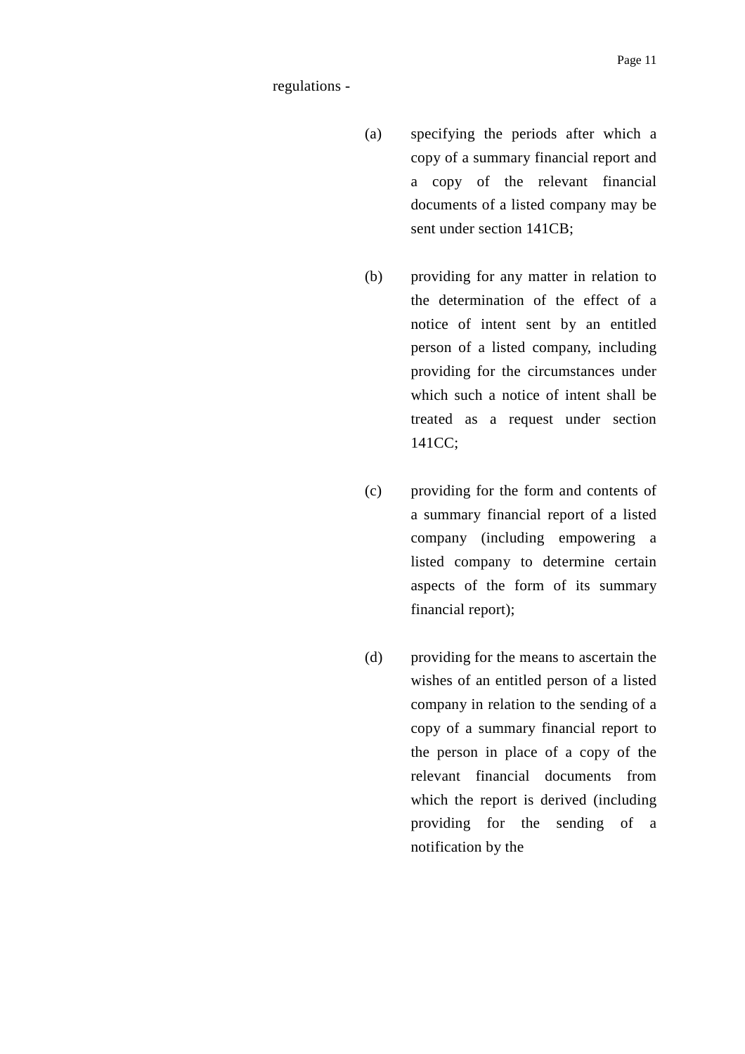regulations -

(a) specifying the periods after which a copy of a summary financial report and a copy of the relevant financial documents of a listed company may be sent under section 141CB;

(b) providing for any matter in relation to the determination of the effect of a notice of intent sent by an entitled person of a listed company, including providing for the circumstances under which such a notice of intent shall be treated as a request under section 141CC;

(c) providing for the form and contents of a summary financial report of a listed company (including empowering a listed company to determine certain aspects of the form of its summary financial report);

(d) providing for the means to ascertain the wishes of an entitled person of a listed company in relation to the sending of a copy of a summary financial report to the person in place of a copy of the relevant financial documents from which the report is derived (including providing for the sending of a notification by the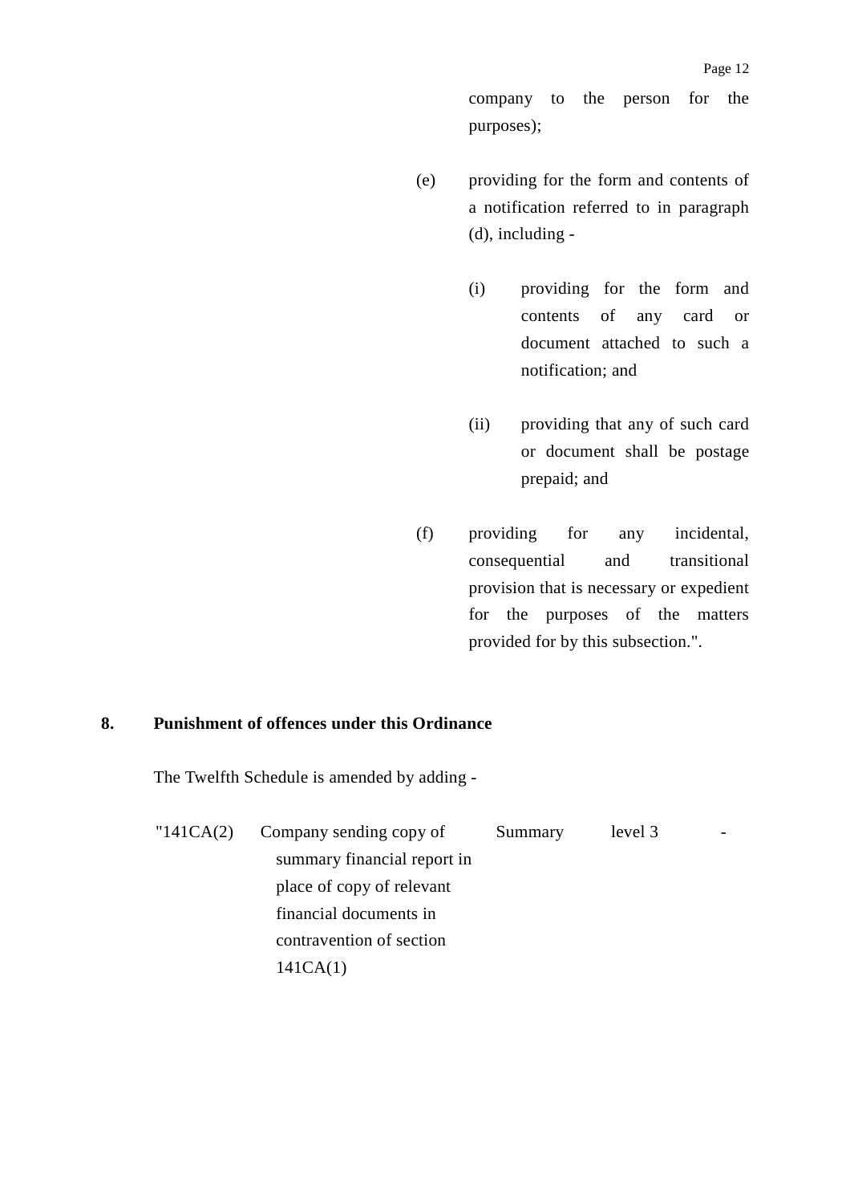company to the person for the purposes);

(e) providing for the form and contents of a notification referred to in paragraph (d), including -

 (i) providing for the form and contents of any card or document attached to such a notification; and

 (ii) providing that any of such card or document shall be postage prepaid; and

(f) providing for any incidental, consequential and transitional provision that is necessary or expedient for the purposes of the matters provided for by this subsection.".

**8. Punishment of offences under this Ordinance**

The Twelfth Schedule is amended by adding -

| | | | | |
|---|---|---|---|---|
| "141CA(2) | Company sending copy of summary financial report in place of copy of relevant financial documents in contravention of section 141CA(1) | Summary | level 3 | - |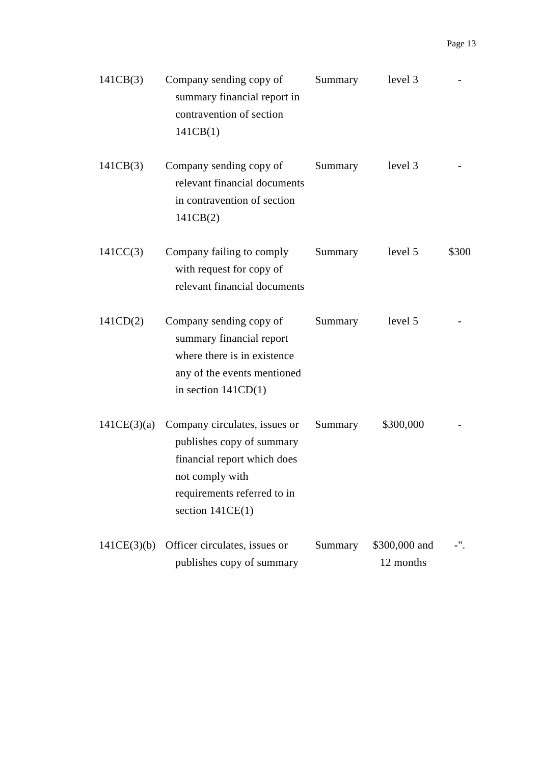| | | | | |
|---|---|---|---|---|
| 141CB(3) | Company sending copy of summary financial report in contravention of section 141CB(1) | Summary | level 3 | - |
| 141CB(3) | Company sending copy of relevant financial documents in contravention of section 141CB(2) | Summary | level 3 | - |
| 141CC(3) | Company failing to comply with request for copy of relevant financial documents | Summary | level 5 | $300 |
| 141CD(2) | Company sending copy of summary financial report where there is in existence any of the events mentioned in section 141CD(1) | Summary | level 5 | - |
| 141CE(3)(a) | Company circulates, issues or publishes copy of summary financial report which does not comply with requirements referred to in section 141CE(1) | Summary | $300,000 | - |
| 141CE(3)(b) | Officer circulates, issues or publishes copy of summary | Summary | $300,000 and 12 months | -". |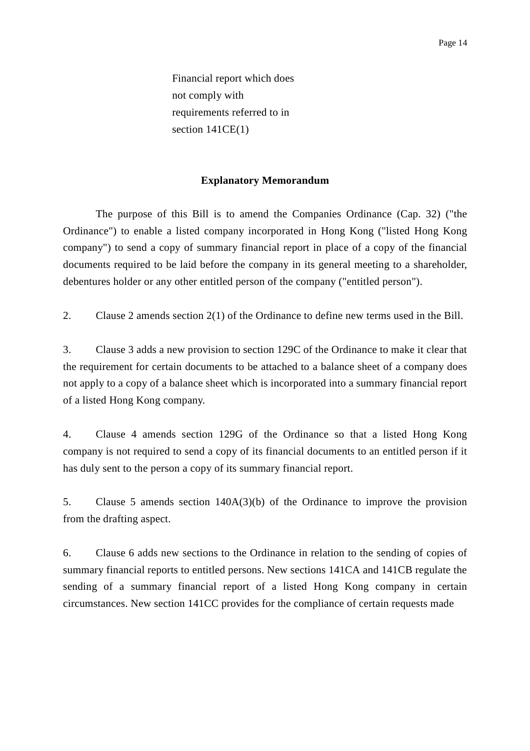Financial report which does not comply with requirements referred to in section 141CE(1)

## Explanatory Memorandum

The purpose of this Bill is to amend the Companies Ordinance (Cap. 32) ("the Ordinance") to enable a listed company incorporated in Hong Kong ("listed Hong Kong company") to send a copy of summary financial report in place of a copy of the financial documents required to be laid before the company in its general meeting to a shareholder, debentures holder or any other entitled person of the company ("entitled person").

2. Clause 2 amends section 2(1) of the Ordinance to define new terms used in the Bill.

3. Clause 3 adds a new provision to section 129C of the Ordinance to make it clear that the requirement for certain documents to be attached to a balance sheet of a company does not apply to a copy of a balance sheet which is incorporated into a summary financial report of a listed Hong Kong company.

4. Clause 4 amends section 129G of the Ordinance so that a listed Hong Kong company is not required to send a copy of its financial documents to an entitled person if it has duly sent to the person a copy of its summary financial report.

5. Clause 5 amends section 140A(3)(b) of the Ordinance to improve the provision from the drafting aspect.

6. Clause 6 adds new sections to the Ordinance in relation to the sending of copies of summary financial reports to entitled persons. New sections 141CA and 141CB regulate the sending of a summary financial report of a listed Hong Kong company in certain circumstances. New section 141CC provides for the compliance of certain requests made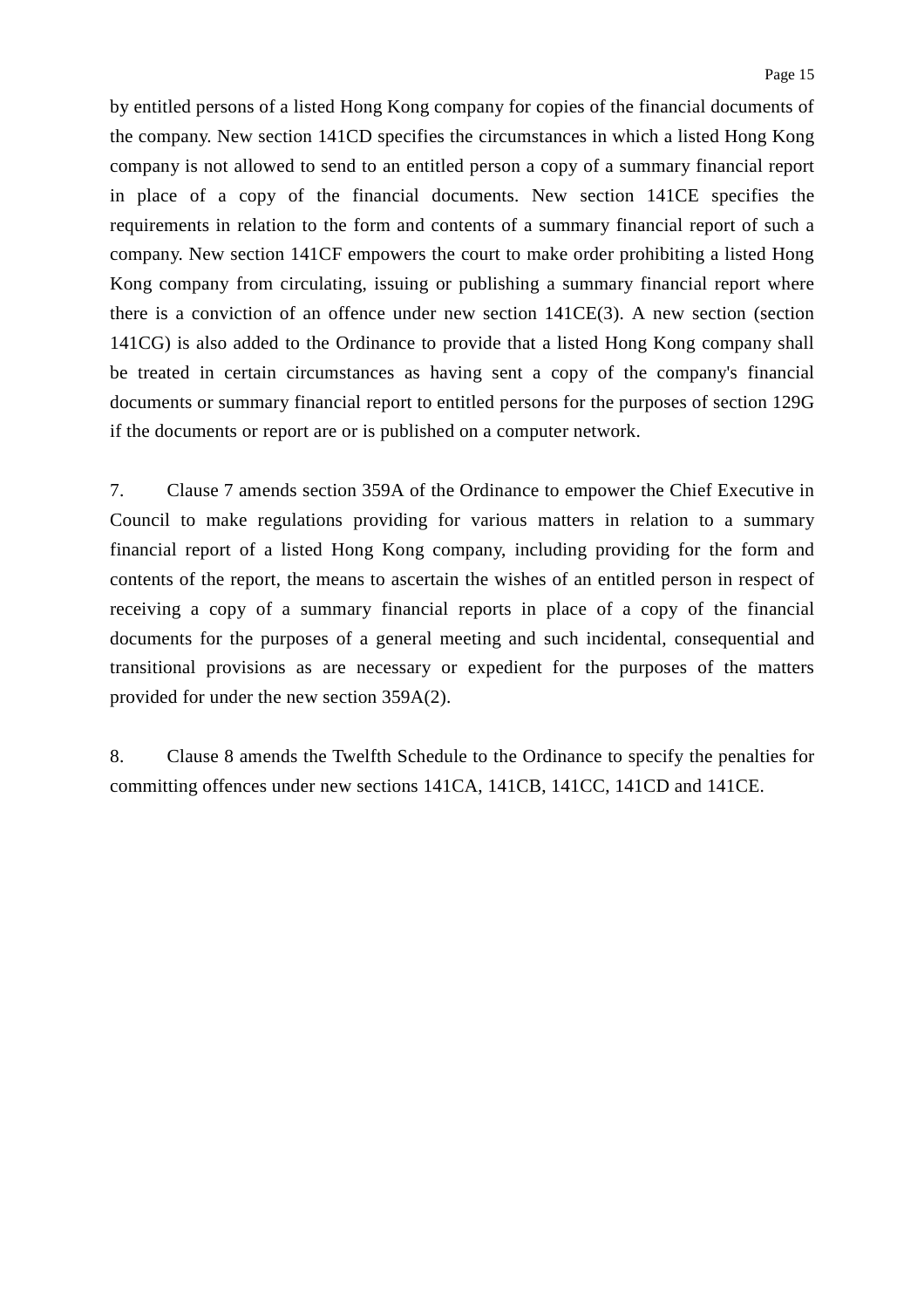by entitled persons of a listed Hong Kong company for copies of the financial documents of the company. New section 141CD specifies the circumstances in which a listed Hong Kong company is not allowed to send to an entitled person a copy of a summary financial report in place of a copy of the financial documents. New section 141CE specifies the requirements in relation to the form and contents of a summary financial report of such a company. New section 141CF empowers the court to make order prohibiting a listed Hong Kong company from circulating, issuing or publishing a summary financial report where there is a conviction of an offence under new section 141CE(3). A new section (section 141CG) is also added to the Ordinance to provide that a listed Hong Kong company shall be treated in certain circumstances as having sent a copy of the company's financial documents or summary financial report to entitled persons for the purposes of section 129G if the documents or report are or is published on a computer network.

7. Clause 7 amends section 359A of the Ordinance to empower the Chief Executive in Council to make regulations providing for various matters in relation to a summary financial report of a listed Hong Kong company, including providing for the form and contents of the report, the means to ascertain the wishes of an entitled person in respect of receiving a copy of a summary financial reports in place of a copy of the financial documents for the purposes of a general meeting and such incidental, consequential and transitional provisions as are necessary or expedient for the purposes of the matters provided for under the new section 359A(2).

8. Clause 8 amends the Twelfth Schedule to the Ordinance to specify the penalties for committing offences under new sections 141CA, 141CB, 141CC, 141CD and 141CE.